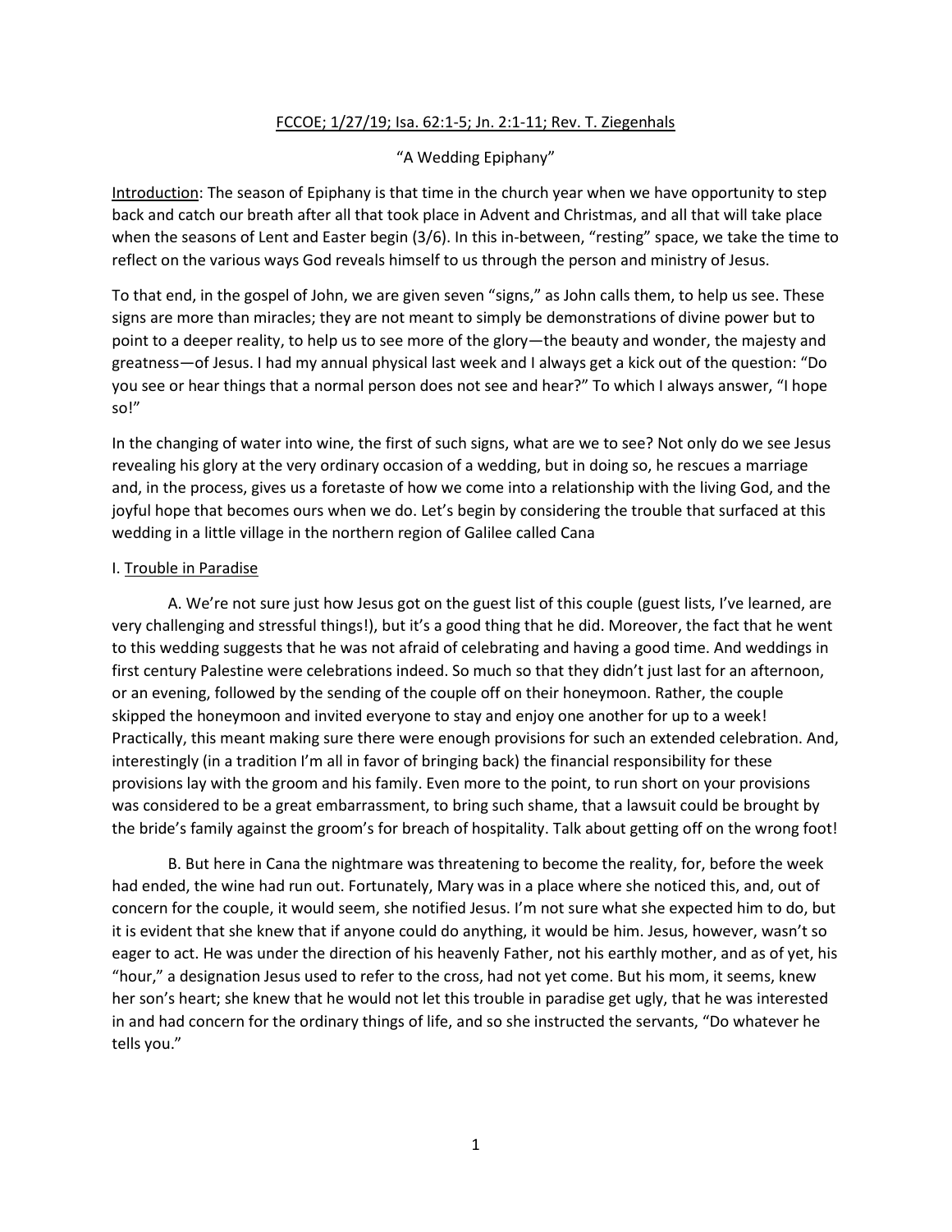FCCOE; 1/27/19; Isa. 62:1-5; Jn. 2:1-11; Rev. T. Ziegenhals

"A Wedding Epiphany"

Introduction: The season of Epiphany is that time in the church year when we have opportunity to step back and catch our breath after all that took place in Advent and Christmas, and all that will take place when the seasons of Lent and Easter begin (3/6). In this in-between, "resting" space, we take the time to reflect on the various ways God reveals himself to us through the person and ministry of Jesus.

To that end, in the gospel of John, we are given seven "signs," as John calls them, to help us see. These signs are more than miracles; they are not meant to simply be demonstrations of divine power but to point to a deeper reality, to help us to see more of the glory—the beauty and wonder, the majesty and greatness—of Jesus. I had my annual physical last week and I always get a kick out of the question: "Do you see or hear things that a normal person does not see and hear?" To which I always answer, "I hope so!"

In the changing of water into wine, the first of such signs, what are we to see? Not only do we see Jesus revealing his glory at the very ordinary occasion of a wedding, but in doing so, he rescues a marriage and, in the process, gives us a foretaste of how we come into a relationship with the living God, and the joyful hope that becomes ours when we do. Let's begin by considering the trouble that surfaced at this wedding in a little village in the northern region of Galilee called Cana

I. Trouble in Paradise

A. We're not sure just how Jesus got on the guest list of this couple (guest lists, I've learned, are very challenging and stressful things!), but it's a good thing that he did. Moreover, the fact that he went to this wedding suggests that he was not afraid of celebrating and having a good time. And weddings in first century Palestine were celebrations indeed. So much so that they didn't just last for an afternoon, or an evening, followed by the sending of the couple off on their honeymoon. Rather, the couple skipped the honeymoon and invited everyone to stay and enjoy one another for up to a week! Practically, this meant making sure there were enough provisions for such an extended celebration. And, interestingly (in a tradition I'm all in favor of bringing back) the financial responsibility for these provisions lay with the groom and his family. Even more to the point, to run short on your provisions was considered to be a great embarrassment, to bring such shame, that a lawsuit could be brought by the bride's family against the groom's for breach of hospitality. Talk about getting off on the wrong foot!

B. But here in Cana the nightmare was threatening to become the reality, for, before the week had ended, the wine had run out. Fortunately, Mary was in a place where she noticed this, and, out of concern for the couple, it would seem, she notified Jesus. I'm not sure what she expected him to do, but it is evident that she knew that if anyone could do anything, it would be him. Jesus, however, wasn't so eager to act. He was under the direction of his heavenly Father, not his earthly mother, and as of yet, his "hour," a designation Jesus used to refer to the cross, had not yet come. But his mom, it seems, knew her son's heart; she knew that he would not let this trouble in paradise get ugly, that he was interested in and had concern for the ordinary things of life, and so she instructed the servants, "Do whatever he tells you."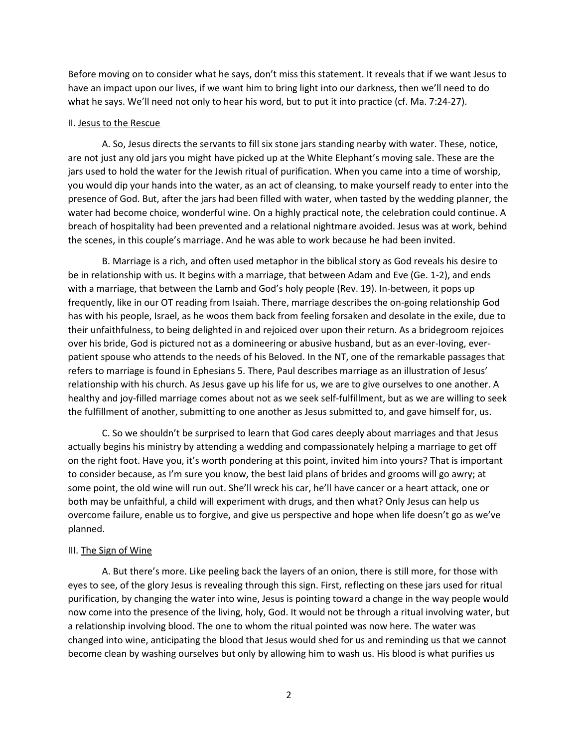Before moving on to consider what he says, don't miss this statement. It reveals that if we want Jesus to have an impact upon our lives, if we want him to bring light into our darkness, then we'll need to do what he says. We'll need not only to hear his word, but to put it into practice (cf. Ma. 7:24-27).

II. Jesus to the Rescue

A. So, Jesus directs the servants to fill six stone jars standing nearby with water. These, notice, are not just any old jars you might have picked up at the White Elephant's moving sale. These are the jars used to hold the water for the Jewish ritual of purification. When you came into a time of worship, you would dip your hands into the water, as an act of cleansing, to make yourself ready to enter into the presence of God. But, after the jars had been filled with water, when tasted by the wedding planner, the water had become choice, wonderful wine. On a highly practical note, the celebration could continue. A breach of hospitality had been prevented and a relational nightmare avoided. Jesus was at work, behind the scenes, in this couple's marriage. And he was able to work because he had been invited.

B. Marriage is a rich, and often used metaphor in the biblical story as God reveals his desire to be in relationship with us. It begins with a marriage, that between Adam and Eve (Ge. 1-2), and ends with a marriage, that between the Lamb and God's holy people (Rev. 19). In-between, it pops up frequently, like in our OT reading from Isaiah. There, marriage describes the on-going relationship God has with his people, Israel, as he woos them back from feeling forsaken and desolate in the exile, due to their unfaithfulness, to being delighted in and rejoiced over upon their return. As a bridegroom rejoices over his bride, God is pictured not as a domineering or abusive husband, but as an ever-loving, ever-patient spouse who attends to the needs of his Beloved. In the NT, one of the remarkable passages that refers to marriage is found in Ephesians 5. There, Paul describes marriage as an illustration of Jesus' relationship with his church. As Jesus gave up his life for us, we are to give ourselves to one another. A healthy and joy-filled marriage comes about not as we seek self-fulfillment, but as we are willing to seek the fulfillment of another, submitting to one another as Jesus submitted to, and gave himself for, us.

C. So we shouldn't be surprised to learn that God cares deeply about marriages and that Jesus actually begins his ministry by attending a wedding and compassionately helping a marriage to get off on the right foot. Have you, it's worth pondering at this point, invited him into yours? That is important to consider because, as I'm sure you know, the best laid plans of brides and grooms will go awry; at some point, the old wine will run out. She'll wreck his car, he'll have cancer or a heart attack, one or both may be unfaithful, a child will experiment with drugs, and then what? Only Jesus can help us overcome failure, enable us to forgive, and give us perspective and hope when life doesn't go as we've planned.

III. The Sign of Wine

A. But there's more. Like peeling back the layers of an onion, there is still more, for those with eyes to see, of the glory Jesus is revealing through this sign. First, reflecting on these jars used for ritual purification, by changing the water into wine, Jesus is pointing toward a change in the way people would now come into the presence of the living, holy, God. It would not be through a ritual involving water, but a relationship involving blood. The one to whom the ritual pointed was now here. The water was changed into wine, anticipating the blood that Jesus would shed for us and reminding us that we cannot become clean by washing ourselves but only by allowing him to wash us. His blood is what purifies us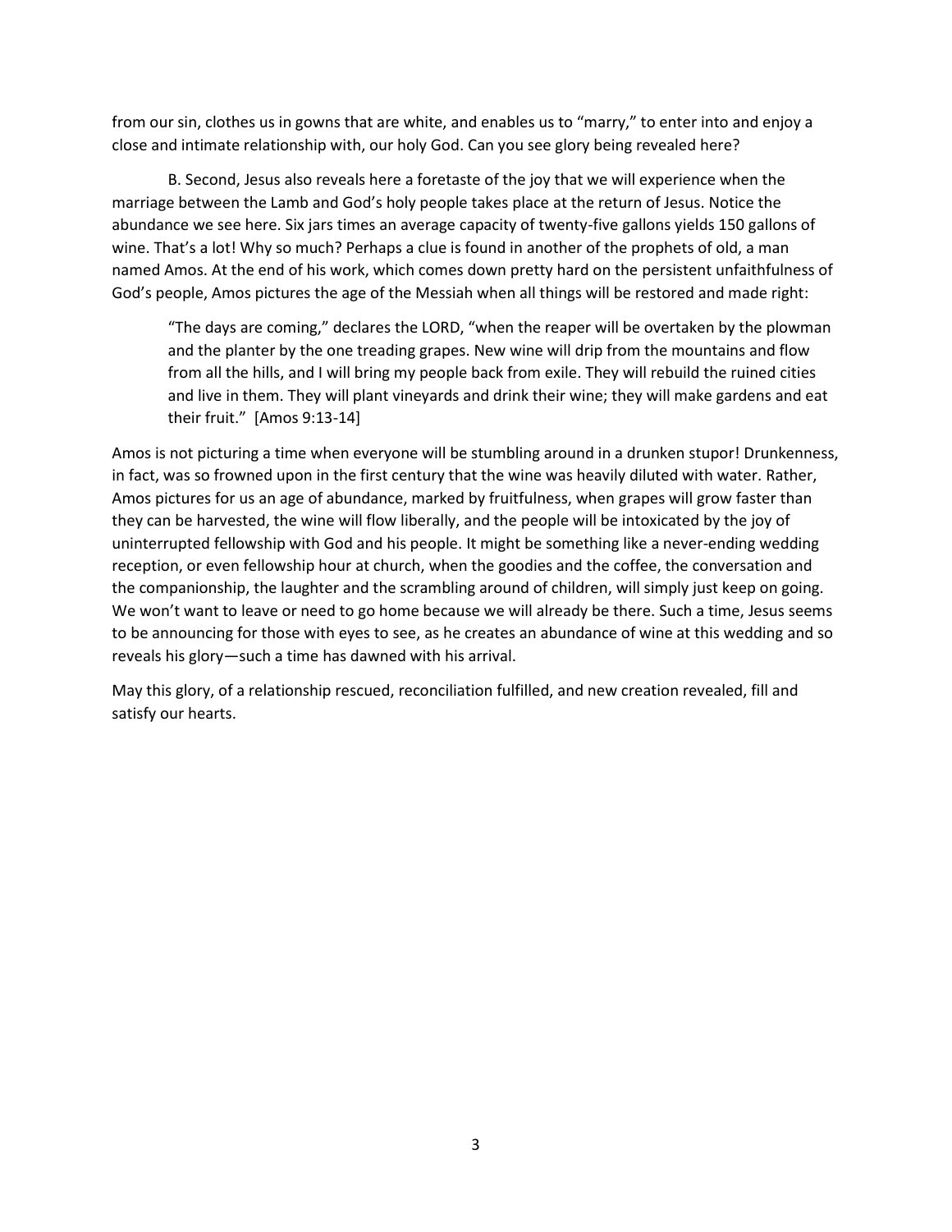from our sin, clothes us in gowns that are white, and enables us to "marry," to enter into and enjoy a close and intimate relationship with, our holy God. Can you see glory being revealed here?

B. Second, Jesus also reveals here a foretaste of the joy that we will experience when the marriage between the Lamb and God's holy people takes place at the return of Jesus. Notice the abundance we see here. Six jars times an average capacity of twenty-five gallons yields 150 gallons of wine. That's a lot! Why so much? Perhaps a clue is found in another of the prophets of old, a man named Amos. At the end of his work, which comes down pretty hard on the persistent unfaithfulness of God's people, Amos pictures the age of the Messiah when all things will be restored and made right:

> "The days are coming," declares the LORD, "when the reaper will be overtaken by the plowman and the planter by the one treading grapes. New wine will drip from the mountains and flow from all the hills, and I will bring my people back from exile. They will rebuild the ruined cities and live in them. They will plant vineyards and drink their wine; they will make gardens and eat their fruit." [Amos 9:13-14]

Amos is not picturing a time when everyone will be stumbling around in a drunken stupor! Drunkenness, in fact, was so frowned upon in the first century that the wine was heavily diluted with water. Rather, Amos pictures for us an age of abundance, marked by fruitfulness, when grapes will grow faster than they can be harvested, the wine will flow liberally, and the people will be intoxicated by the joy of uninterrupted fellowship with God and his people. It might be something like a never-ending wedding reception, or even fellowship hour at church, when the goodies and the coffee, the conversation and the companionship, the laughter and the scrambling around of children, will simply just keep on going. We won't want to leave or need to go home because we will already be there. Such a time, Jesus seems to be announcing for those with eyes to see, as he creates an abundance of wine at this wedding and so reveals his glory—such a time has dawned with his arrival.

May this glory, of a relationship rescued, reconciliation fulfilled, and new creation revealed, fill and satisfy our hearts.